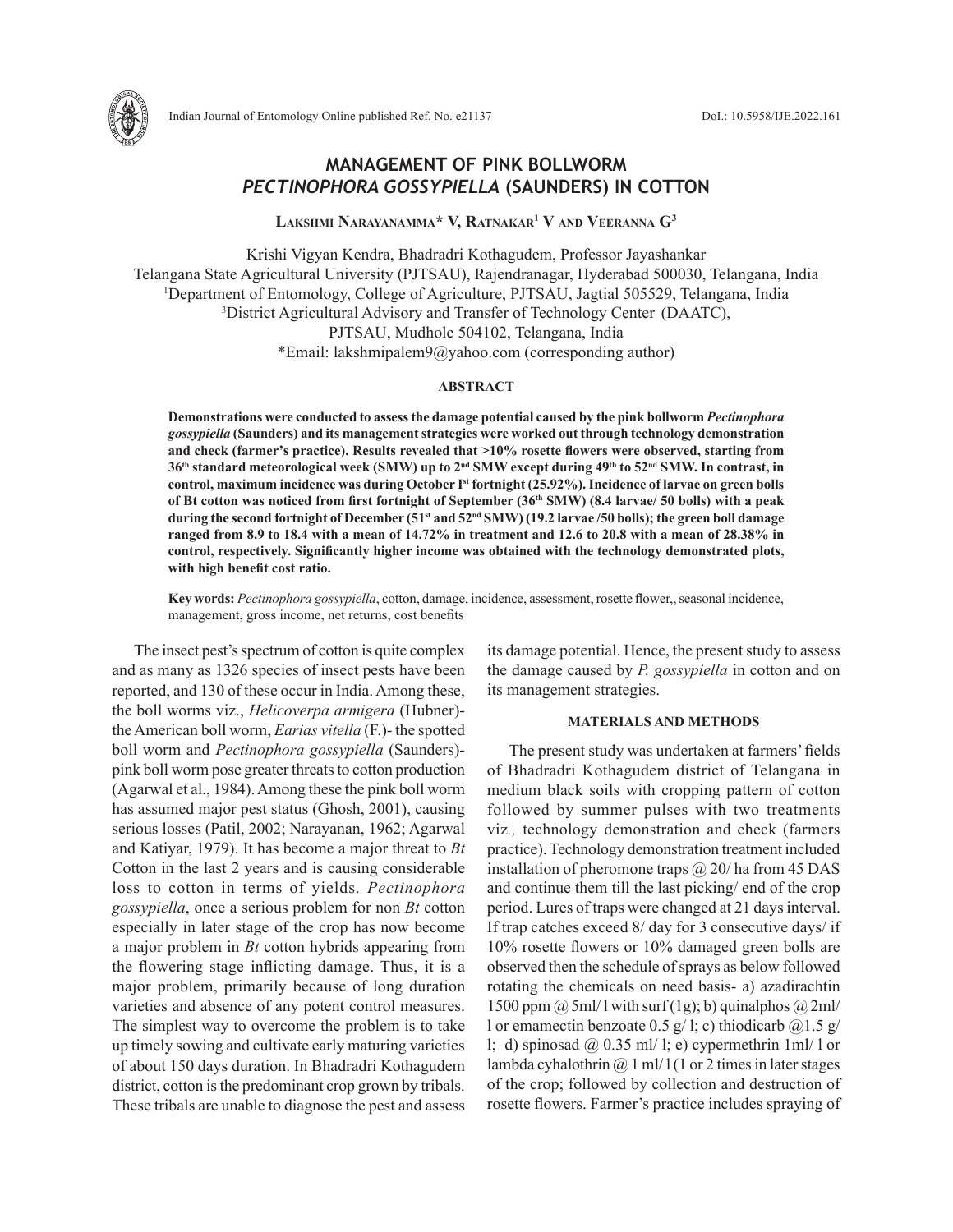# MANAGEMENT OF PINK BOLLWORM *PECTINOPHORA GOSSYPIELLA* (SAUNDERS) IN COTTON

**Lakshmi Narayanamma* V, Ratnakar[1] V and Veeranna G[3]**

Krishi Vigyan Kendra, Bhadradri Kothagudem, Professor Jayashankar Telangana State Agricultural University (PJTSAU), Rajendranagar, Hyderabad 500030, Telangana, India
[1]Department of Entomology, College of Agriculture, PJTSAU, Jagtial 505529, Telangana, India
[3]District Agricultural Advisory and Transfer of Technology Center (DAATC), PJTSAU, Mudhole 504102, Telangana, India
*Email: lakshmipalem9@yahoo.com (corresponding author)

## ABSTRACT

**Demonstrations were conducted to assess the damage potential caused by the pink bollworm *Pectinophora gossypiella* (Saunders) and its management strategies were worked out through technology demonstration and check (farmer's practice). Results revealed that >10% rosette flowers were observed, starting from 36th standard meteorological week (SMW) up to 2nd SMW except during 49th to 52nd SMW. In contrast, in control, maximum incidence was during October Ist fortnight (25.92%). Incidence of larvae on green bolls of Bt cotton was noticed from first fortnight of September (36th SMW) (8.4 larvae/ 50 bolls) with a peak during the second fortnight of December (51st and 52nd SMW) (19.2 larvae /50 bolls); the green boll damage ranged from 8.9 to 18.4 with a mean of 14.72% in treatment and 12.6 to 20.8 with a mean of 28.38% in control, respectively. Significantly higher income was obtained with the technology demonstrated plots, with high benefit cost ratio.**

**Key words:** *Pectinophora gossypiella*, cotton, damage, incidence, assessment, rosette flower,, seasonal incidence, management, gross income, net returns, cost benefits

The insect pest's spectrum of cotton is quite complex and as many as 1326 species of insect pests have been reported, and 130 of these occur in India. Among these, the boll worms viz., *Helicoverpa armigera* (Hubner)- the American boll worm, *Earias vitella* (F.)- the spotted boll worm and *Pectinophora gossypiella* (Saunders)- pink boll worm pose greater threats to cotton production (Agarwal et al., 1984). Among these the pink boll worm has assumed major pest status (Ghosh, 2001), causing serious losses (Patil, 2002; Narayanan, 1962; Agarwal and Katiyar, 1979). It has become a major threat to *Bt* Cotton in the last 2 years and is causing considerable loss to cotton in terms of yields. *Pectinophora gossypiella*, once a serious problem for non *Bt* cotton especially in later stage of the crop has now become a major problem in *Bt* cotton hybrids appearing from the flowering stage inflicting damage. Thus, it is a major problem, primarily because of long duration varieties and absence of any potent control measures. The simplest way to overcome the problem is to take up timely sowing and cultivate early maturing varieties of about 150 days duration. In Bhadradri Kothagudem district, cotton is the predominant crop grown by tribals. These tribals are unable to diagnose the pest and assess its damage potential. Hence, the present study to assess the damage caused by *P. gossypiella* in cotton and on its management strategies.

## MATERIALS AND METHODS

The present study was undertaken at farmers' fields of Bhadradri Kothagudem district of Telangana in medium black soils with cropping pattern of cotton followed by summer pulses with two treatments viz*.,* technology demonstration and check (farmers practice). Technology demonstration treatment included installation of pheromone traps @ 20/ ha from 45 DAS and continue them till the last picking/ end of the crop period. Lures of traps were changed at 21 days interval. If trap catches exceed 8/ day for 3 consecutive days/ if 10% rosette flowers or 10% damaged green bolls are observed then the schedule of sprays as below followed rotating the chemicals on need basis- a) azadirachtin 1500 ppm @ 5ml/ l with surf (1g); b) quinalphos @ 2ml/ l or emamectin benzoate 0.5 g/ l; c) thiodicarb @1.5 g/ l; d) spinosad @ 0.35 ml/ l; e) cypermethrin 1ml/ l or lambda cyhalothrin @ 1 ml/ l (1 or 2 times in later stages of the crop; followed by collection and destruction of rosette flowers. Farmer's practice includes spraying of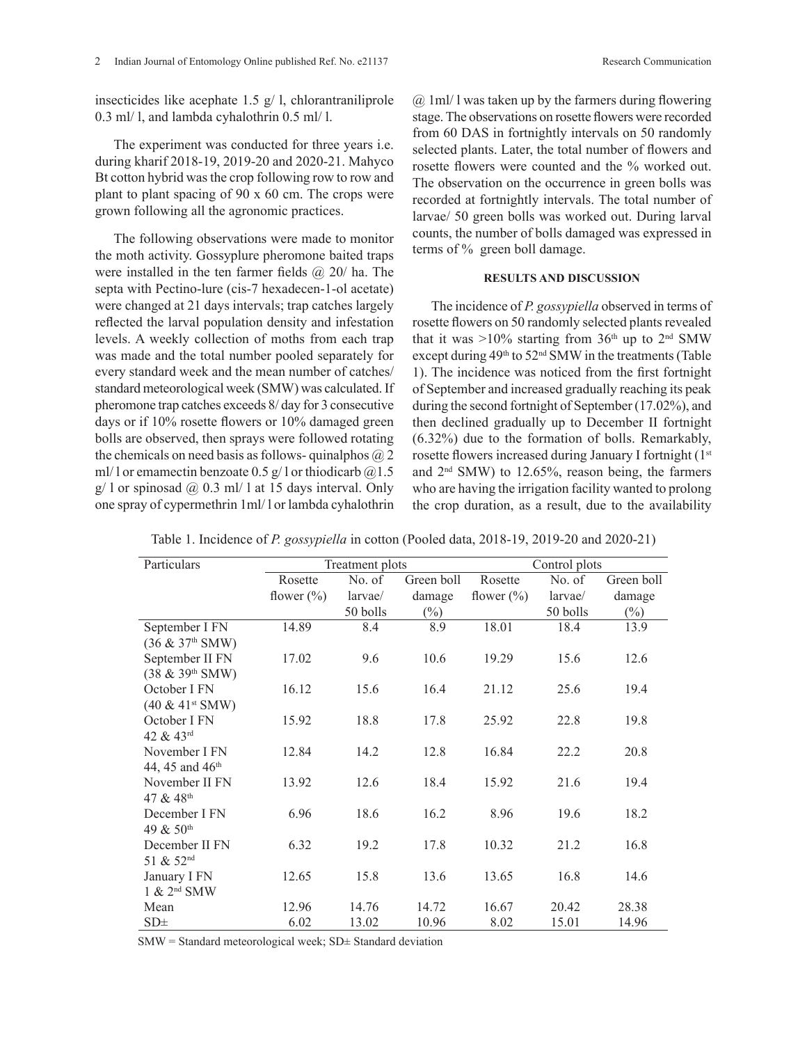insecticides like acephate 1.5 g/ l, chlorantraniliprole 0.3 ml/ l, and lambda cyhalothrin 0.5 ml/ l.

The experiment was conducted for three years i.e. during kharif 2018-19, 2019-20 and 2020-21. Mahyco Bt cotton hybrid was the crop following row to row and plant to plant spacing of 90 x 60 cm. The crops were grown following all the agronomic practices.

The following observations were made to monitor the moth activity. Gossyplure pheromone baited traps were installed in the ten farmer fields @ 20/ ha. The septa with Pectino-lure (cis-7 hexadecen-1-ol acetate) were changed at 21 days intervals; trap catches largely reflected the larval population density and infestation levels. A weekly collection of moths from each trap was made and the total number pooled separately for every standard week and the mean number of catches/ standard meteorological week (SMW) was calculated. If pheromone trap catches exceeds 8/ day for 3 consecutive days or if 10% rosette flowers or 10% damaged green bolls are observed, then sprays were followed rotating the chemicals on need basis as follows- quinalphos @ 2 ml/ l or emamectin benzoate 0.5 g/ l or thiodicarb @1.5 g/ l or spinosad @ 0.3 ml/ l at 15 days interval. Only one spray of cypermethrin 1ml/ l or lambda cyhalothrin @ 1ml/ l was taken up by the farmers during flowering stage. The observations on rosette flowers were recorded from 60 DAS in fortnightly intervals on 50 randomly selected plants. Later, the total number of flowers and rosette flowers were counted and the % worked out. The observation on the occurrence in green bolls was recorded at fortnightly intervals. The total number of larvae/ 50 green bolls was worked out. During larval counts, the number of bolls damaged was expressed in terms of % green boll damage.

## RESULTS AND DISCUSSION

The incidence of *P. gossypiella* observed in terms of rosette flowers on 50 randomly selected plants revealed that it was >10% starting from 36th up to 2nd SMW except during 49th to 52nd SMW in the treatments (Table 1). The incidence was noticed from the first fortnight of September and increased gradually reaching its peak during the second fortnight of September (17.02%), and then declined gradually up to December II fortnight (6.32%) due to the formation of bolls. Remarkably, rosette flowers increased during January I fortnight (1st and 2nd SMW) to 12.65%, reason being, the farmers who are having the irrigation facility wanted to prolong the crop duration, as a result, due to the availability

Table 1. Incidence of *P. gossypiella* in cotton (Pooled data, 2018-19, 2019-20 and 2020-21)

| Particulars | Treatment plots | | | Control plots | | |
|---|---|---|---|---|---|---|
| | Rosette flower (%) | No. of larvae/ 50 bolls | Green boll damage (%) | Rosette flower (%) | No. of larvae/ 50 bolls | Green boll damage (%) |
| September I FN (36 & 37th SMW) | 14.89 | 8.4 | 8.9 | 18.01 | 18.4 | 13.9 |
| September II FN (38 & 39th SMW) | 17.02 | 9.6 | 10.6 | 19.29 | 15.6 | 12.6 |
| October I FN (40 & 41st SMW) | 16.12 | 15.6 | 16.4 | 21.12 | 25.6 | 19.4 |
| October I FN 42 & 43rd | 15.92 | 18.8 | 17.8 | 25.92 | 22.8 | 19.8 |
| November I FN 44, 45 and 46th | 12.84 | 14.2 | 12.8 | 16.84 | 22.2 | 20.8 |
| November II FN 47 & 48th | 13.92 | 12.6 | 18.4 | 15.92 | 21.6 | 19.4 |
| December I FN 49 & 50th | 6.96 | 18.6 | 16.2 | 8.96 | 19.6 | 18.2 |
| December II FN 51 & 52nd | 6.32 | 19.2 | 17.8 | 10.32 | 21.2 | 16.8 |
| January I FN 1 & 2nd SMW | 12.65 | 15.8 | 13.6 | 13.65 | 16.8 | 14.6 |
| Mean | 12.96 | 14.76 | 14.72 | 16.67 | 20.42 | 28.38 |
| SD± | 6.02 | 13.02 | 10.96 | 8.02 | 15.01 | 14.96 |

SMW = Standard meteorological week; SD± Standard deviation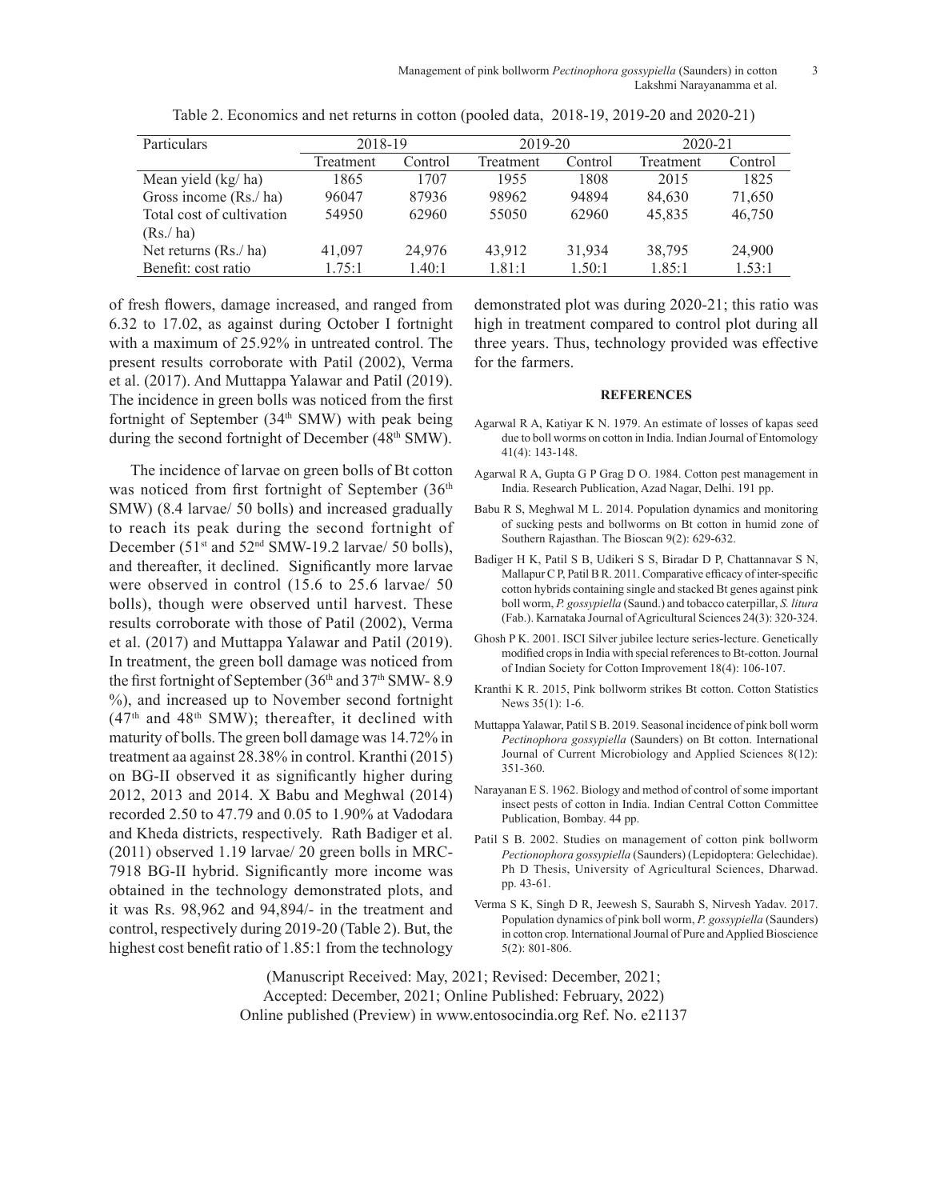Table 2. Economics and net returns in cotton (pooled data, 2018-19, 2019-20 and 2020-21)

| Particulars | 2018-19 | | 2019-20 | | 2020-21 | |
|---|---|---|---|---|---|---|
| | Treatment | Control | Treatment | Control | Treatment | Control |
| Mean yield (kg/ ha) | 1865 | 1707 | 1955 | 1808 | 2015 | 1825 |
| Gross income (Rs./ ha) | 96047 | 87936 | 98962 | 94894 | 84,630 | 71,650 |
| Total cost of cultivation (Rs./ ha) | 54950 | 62960 | 55050 | 62960 | 45,835 | 46,750 |
| Net returns (Rs./ ha) | 41,097 | 24,976 | 43,912 | 31,934 | 38,795 | 24,900 |
| Benefit: cost ratio | 1.75:1 | 1.40:1 | 1.81:1 | 1.50:1 | 1.85:1 | 1.53:1 |

of fresh flowers, damage increased, and ranged from 6.32 to 17.02, as against during October I fortnight with a maximum of 25.92% in untreated control. The present results corroborate with Patil (2002), Verma et al. (2017). And Muttappa Yalawar and Patil (2019). The incidence in green bolls was noticed from the first fortnight of September (34th SMW) with peak being during the second fortnight of December (48th SMW).

The incidence of larvae on green bolls of Bt cotton was noticed from first fortnight of September (36th SMW) (8.4 larvae/ 50 bolls) and increased gradually to reach its peak during the second fortnight of December (51st and 52nd SMW-19.2 larvae/ 50 bolls), and thereafter, it declined. Significantly more larvae were observed in control (15.6 to 25.6 larvae/ 50 bolls), though were observed until harvest. These results corroborate with those of Patil (2002), Verma et al. (2017) and Muttappa Yalawar and Patil (2019). In treatment, the green boll damage was noticed from the first fortnight of September (36th and 37th SMW- 8.9 %), and increased up to November second fortnight (47th and 48th SMW); thereafter, it declined with maturity of bolls. The green boll damage was 14.72% in treatment aa against 28.38% in control. Kranthi (2015) on BG-II observed it as significantly higher during 2012, 2013 and 2014. X Babu and Meghwal (2014) recorded 2.50 to 47.79 and 0.05 to 1.90% at Vadodara and Kheda districts, respectively. Rath Badiger et al. (2011) observed 1.19 larvae/ 20 green bolls in MRC-7918 BG-II hybrid. Significantly more income was obtained in the technology demonstrated plots, and it was Rs. 98,962 and 94,894/- in the treatment and control, respectively during 2019-20 (Table 2). But, the highest cost benefit ratio of 1.85:1 from the technology demonstrated plot was during 2020-21; this ratio was high in treatment compared to control plot during all three years. Thus, technology provided was effective for the farmers.

## REFERENCES

Agarwal R A, Katiyar K N. 1979. An estimate of losses of kapas seed due to boll worms on cotton in India. Indian Journal of Entomology 41(4): 143-148.

Agarwal R A, Gupta G P Grag D O. 1984. Cotton pest management in India. Research Publication, Azad Nagar, Delhi. 191 pp.

Babu R S, Meghwal M L. 2014. Population dynamics and monitoring of sucking pests and bollworms on Bt cotton in humid zone of Southern Rajasthan. The Bioscan 9(2): 629-632.

Badiger H K, Patil S B, Udikeri S S, Biradar D P, Chattannavar S N, Mallapur C P, Patil B R. 2011. Comparative efficacy of inter-specific cotton hybrids containing single and stacked Bt genes against pink boll worm, *P. gossypiella* (Saund.) and tobacco caterpillar, *S. litura* (Fab.). Karnataka Journal of Agricultural Sciences 24(3): 320-324.

Ghosh P K. 2001. ISCI Silver jubilee lecture series-lecture. Genetically modified crops in India with special references to Bt-cotton. Journal of Indian Society for Cotton Improvement 18(4): 106-107.

Kranthi K R. 2015, Pink bollworm strikes Bt cotton. Cotton Statistics News 35(1): 1-6.

Muttappa Yalawar, Patil S B. 2019. Seasonal incidence of pink boll worm *Pectinophora gossypiella* (Saunders) on Bt cotton. International Journal of Current Microbiology and Applied Sciences 8(12): 351-360.

Narayanan E S. 1962. Biology and method of control of some important insect pests of cotton in India. Indian Central Cotton Committee Publication, Bombay. 44 pp.

Patil S B. 2002. Studies on management of cotton pink bollworm *Pectionophora gossypiella* (Saunders) (Lepidoptera: Gelechidae). Ph D Thesis, University of Agricultural Sciences, Dharwad. pp. 43-61.

Verma S K, Singh D R, Jeewesh S, Saurabh S, Nirvesh Yadav. 2017. Population dynamics of pink boll worm, *P. gossypiella* (Saunders) in cotton crop. International Journal of Pure and Applied Bioscience 5(2): 801-806.

(Manuscript Received: May, 2021; Revised: December, 2021;
Accepted: December, 2021; Online Published: February, 2022)
Online published (Preview) in www.entosocindia.org Ref. No. e21137